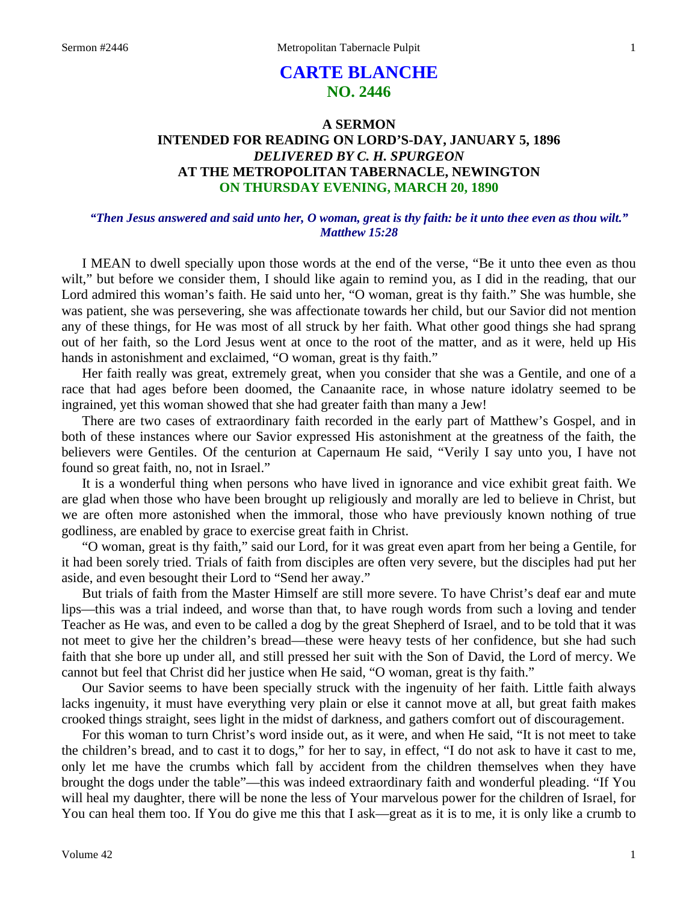# CARTE BLANCHE
## NO. 2446

### A SERMON
### INTENDED FOR READING ON LORD'S-DAY, JANUARY 5, 1896
### *DELIVERED BY C. H. SPURGEON*
### AT THE METROPOLITAN TABERNACLE, NEWINGTON
### ON THURSDAY EVENING, MARCH 20, 1890

***"Then Jesus answered and said unto her, O woman, great is thy faith: be it unto thee even as thou wilt." Matthew 15:28***

I MEAN to dwell specially upon those words at the end of the verse, "Be it unto thee even as thou wilt," but before we consider them, I should like again to remind you, as I did in the reading, that our Lord admired this woman's faith. He said unto her, "O woman, great is thy faith." She was humble, she was patient, she was persevering, she was affectionate towards her child, but our Savior did not mention any of these things, for He was most of all struck by her faith. What other good things she had sprang out of her faith, so the Lord Jesus went at once to the root of the matter, and as it were, held up His hands in astonishment and exclaimed, "O woman, great is thy faith."

Her faith really was great, extremely great, when you consider that she was a Gentile, and one of a race that had ages before been doomed, the Canaanite race, in whose nature idolatry seemed to be ingrained, yet this woman showed that she had greater faith than many a Jew!

There are two cases of extraordinary faith recorded in the early part of Matthew's Gospel, and in both of these instances where our Savior expressed His astonishment at the greatness of the faith, the believers were Gentiles. Of the centurion at Capernaum He said, "Verily I say unto you, I have not found so great faith, no, not in Israel."

It is a wonderful thing when persons who have lived in ignorance and vice exhibit great faith. We are glad when those who have been brought up religiously and morally are led to believe in Christ, but we are often more astonished when the immoral, those who have previously known nothing of true godliness, are enabled by grace to exercise great faith in Christ.

"O woman, great is thy faith," said our Lord, for it was great even apart from her being a Gentile, for it had been sorely tried. Trials of faith from disciples are often very severe, but the disciples had put her aside, and even besought their Lord to "Send her away."

But trials of faith from the Master Himself are still more severe. To have Christ's deaf ear and mute lips—this was a trial indeed, and worse than that, to have rough words from such a loving and tender Teacher as He was, and even to be called a dog by the great Shepherd of Israel, and to be told that it was not meet to give her the children's bread—these were heavy tests of her confidence, but she had such faith that she bore up under all, and still pressed her suit with the Son of David, the Lord of mercy. We cannot but feel that Christ did her justice when He said, "O woman, great is thy faith."

Our Savior seems to have been specially struck with the ingenuity of her faith. Little faith always lacks ingenuity, it must have everything very plain or else it cannot move at all, but great faith makes crooked things straight, sees light in the midst of darkness, and gathers comfort out of discouragement.

For this woman to turn Christ's word inside out, as it were, and when He said, "It is not meet to take the children's bread, and to cast it to dogs," for her to say, in effect, "I do not ask to have it cast to me, only let me have the crumbs which fall by accident from the children themselves when they have brought the dogs under the table"—this was indeed extraordinary faith and wonderful pleading. "If You will heal my daughter, there will be none the less of Your marvelous power for the children of Israel, for You can heal them too. If You do give me this that I ask—great as it is to me, it is only like a crumb to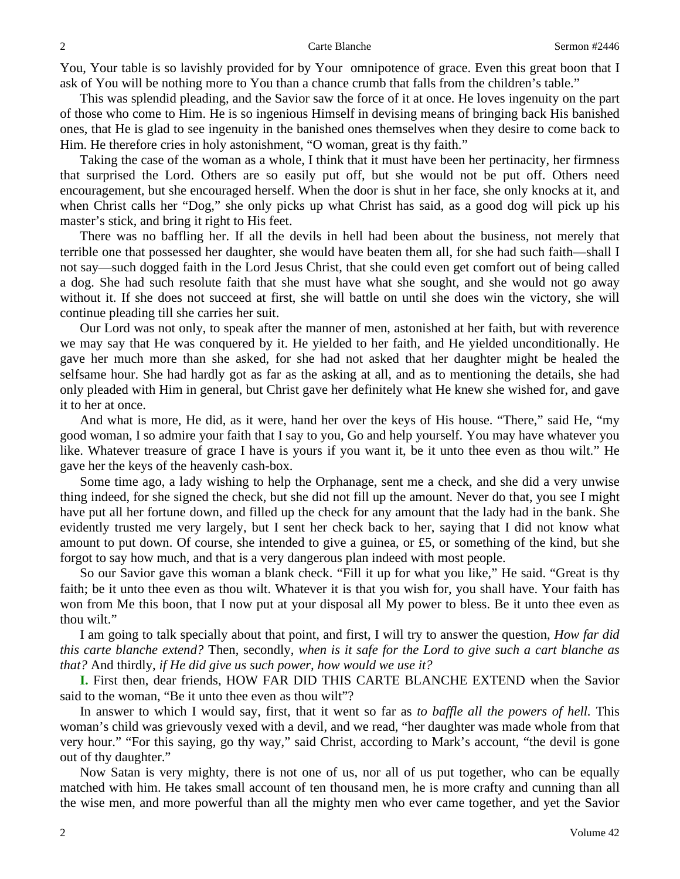You, Your table is so lavishly provided for by Your omnipotence of grace. Even this great boon that I ask of You will be nothing more to You than a chance crumb that falls from the children's table."

This was splendid pleading, and the Savior saw the force of it at once. He loves ingenuity on the part of those who come to Him. He is so ingenious Himself in devising means of bringing back His banished ones, that He is glad to see ingenuity in the banished ones themselves when they desire to come back to Him. He therefore cries in holy astonishment, "O woman, great is thy faith."

Taking the case of the woman as a whole, I think that it must have been her pertinacity, her firmness that surprised the Lord. Others are so easily put off, but she would not be put off. Others need encouragement, but she encouraged herself. When the door is shut in her face, she only knocks at it, and when Christ calls her "Dog," she only picks up what Christ has said, as a good dog will pick up his master's stick, and bring it right to His feet.

There was no baffling her. If all the devils in hell had been about the business, not merely that terrible one that possessed her daughter, she would have beaten them all, for she had such faith—shall I not say—such dogged faith in the Lord Jesus Christ, that she could even get comfort out of being called a dog. She had such resolute faith that she must have what she sought, and she would not go away without it. If she does not succeed at first, she will battle on until she does win the victory, she will continue pleading till she carries her suit.

Our Lord was not only, to speak after the manner of men, astonished at her faith, but with reverence we may say that He was conquered by it. He yielded to her faith, and He yielded unconditionally. He gave her much more than she asked, for she had not asked that her daughter might be healed the selfsame hour. She had hardly got as far as the asking at all, and as to mentioning the details, she had only pleaded with Him in general, but Christ gave her definitely what He knew she wished for, and gave it to her at once.

And what is more, He did, as it were, hand her over the keys of His house. "There," said He, "my good woman, I so admire your faith that I say to you, Go and help yourself. You may have whatever you like. Whatever treasure of grace I have is yours if you want it, be it unto thee even as thou wilt." He gave her the keys of the heavenly cash-box.

Some time ago, a lady wishing to help the Orphanage, sent me a check, and she did a very unwise thing indeed, for she signed the check, but she did not fill up the amount. Never do that, you see I might have put all her fortune down, and filled up the check for any amount that the lady had in the bank. She evidently trusted me very largely, but I sent her check back to her, saying that I did not know what amount to put down. Of course, she intended to give a guinea, or £5, or something of the kind, but she forgot to say how much, and that is a very dangerous plan indeed with most people.

So our Savior gave this woman a blank check. "Fill it up for what you like," He said. "Great is thy faith; be it unto thee even as thou wilt. Whatever it is that you wish for, you shall have. Your faith has won from Me this boon, that I now put at your disposal all My power to bless. Be it unto thee even as thou wilt."

I am going to talk specially about that point, and first, I will try to answer the question, *How far did this carte blanche extend?* Then, secondly, *when is it safe for the Lord to give such a cart blanche as that?* And thirdly, *if He did give us such power, how would we use it?*

**I.** First then, dear friends, HOW FAR DID THIS CARTE BLANCHE EXTEND when the Savior said to the woman, "Be it unto thee even as thou wilt"?

In answer to which I would say, first, that it went so far as *to baffle all the powers of hell.* This woman's child was grievously vexed with a devil, and we read, "her daughter was made whole from that very hour." "For this saying, go thy way," said Christ, according to Mark's account, "the devil is gone out of thy daughter."

Now Satan is very mighty, there is not one of us, nor all of us put together, who can be equally matched with him. He takes small account of ten thousand men, he is more crafty and cunning than all the wise men, and more powerful than all the mighty men who ever came together, and yet the Savior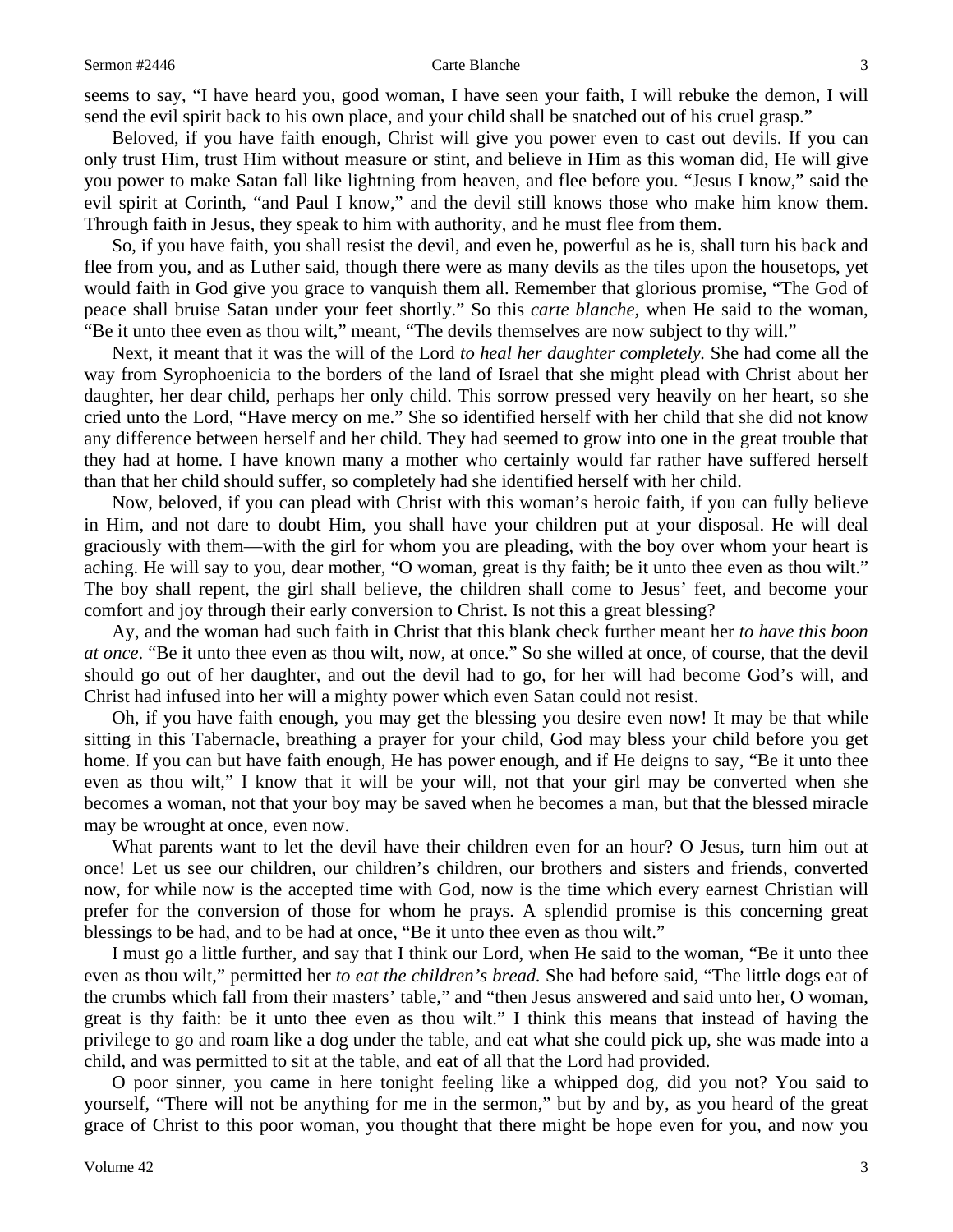seems to say, "I have heard you, good woman, I have seen your faith, I will rebuke the demon, I will send the evil spirit back to his own place, and your child shall be snatched out of his cruel grasp."

Beloved, if you have faith enough, Christ will give you power even to cast out devils. If you can only trust Him, trust Him without measure or stint, and believe in Him as this woman did, He will give you power to make Satan fall like lightning from heaven, and flee before you. "Jesus I know," said the evil spirit at Corinth, "and Paul I know," and the devil still knows those who make him know them. Through faith in Jesus, they speak to him with authority, and he must flee from them.

So, if you have faith, you shall resist the devil, and even he, powerful as he is, shall turn his back and flee from you, and as Luther said, though there were as many devils as the tiles upon the housetops, yet would faith in God give you grace to vanquish them all. Remember that glorious promise, "The God of peace shall bruise Satan under your feet shortly." So this *carte blanche,* when He said to the woman, "Be it unto thee even as thou wilt," meant, "The devils themselves are now subject to thy will."

Next, it meant that it was the will of the Lord *to heal her daughter completely.* She had come all the way from Syrophoenicia to the borders of the land of Israel that she might plead with Christ about her daughter, her dear child, perhaps her only child. This sorrow pressed very heavily on her heart, so she cried unto the Lord, "Have mercy on me." She so identified herself with her child that she did not know any difference between herself and her child. They had seemed to grow into one in the great trouble that they had at home. I have known many a mother who certainly would far rather have suffered herself than that her child should suffer, so completely had she identified herself with her child.

Now, beloved, if you can plead with Christ with this woman's heroic faith, if you can fully believe in Him, and not dare to doubt Him, you shall have your children put at your disposal. He will deal graciously with them—with the girl for whom you are pleading, with the boy over whom your heart is aching. He will say to you, dear mother, "O woman, great is thy faith; be it unto thee even as thou wilt." The boy shall repent, the girl shall believe, the children shall come to Jesus' feet, and become your comfort and joy through their early conversion to Christ. Is not this a great blessing?

Ay, and the woman had such faith in Christ that this blank check further meant her *to have this boon at once*. "Be it unto thee even as thou wilt, now, at once." So she willed at once, of course, that the devil should go out of her daughter, and out the devil had to go, for her will had become God's will, and Christ had infused into her will a mighty power which even Satan could not resist.

Oh, if you have faith enough, you may get the blessing you desire even now! It may be that while sitting in this Tabernacle, breathing a prayer for your child, God may bless your child before you get home. If you can but have faith enough, He has power enough, and if He deigns to say, "Be it unto thee even as thou wilt," I know that it will be your will, not that your girl may be converted when she becomes a woman, not that your boy may be saved when he becomes a man, but that the blessed miracle may be wrought at once, even now.

What parents want to let the devil have their children even for an hour? O Jesus, turn him out at once! Let us see our children, our children's children, our brothers and sisters and friends, converted now, for while now is the accepted time with God, now is the time which every earnest Christian will prefer for the conversion of those for whom he prays. A splendid promise is this concerning great blessings to be had, and to be had at once, "Be it unto thee even as thou wilt."

I must go a little further, and say that I think our Lord, when He said to the woman, "Be it unto thee even as thou wilt," permitted her *to eat the children's bread.* She had before said, "The little dogs eat of the crumbs which fall from their masters' table," and "then Jesus answered and said unto her, O woman, great is thy faith: be it unto thee even as thou wilt." I think this means that instead of having the privilege to go and roam like a dog under the table, and eat what she could pick up, she was made into a child, and was permitted to sit at the table, and eat of all that the Lord had provided.

O poor sinner, you came in here tonight feeling like a whipped dog, did you not? You said to yourself, "There will not be anything for me in the sermon," but by and by, as you heard of the great grace of Christ to this poor woman, you thought that there might be hope even for you, and now you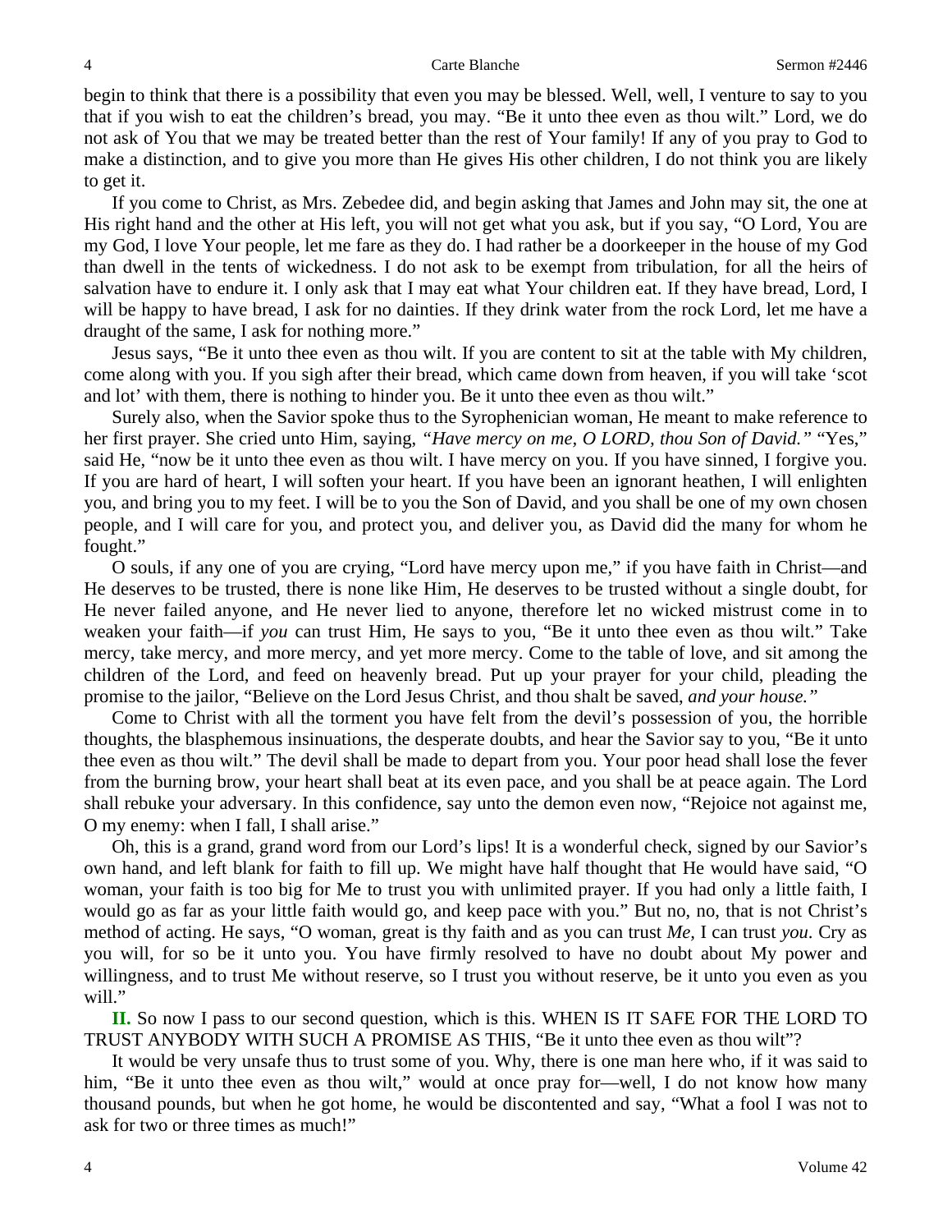begin to think that there is a possibility that even you may be blessed. Well, well, I venture to say to you that if you wish to eat the children's bread, you may. "Be it unto thee even as thou wilt." Lord, we do not ask of You that we may be treated better than the rest of Your family! If any of you pray to God to make a distinction, and to give you more than He gives His other children, I do not think you are likely to get it.

If you come to Christ, as Mrs. Zebedee did, and begin asking that James and John may sit, the one at His right hand and the other at His left, you will not get what you ask, but if you say, "O Lord, You are my God, I love Your people, let me fare as they do. I had rather be a doorkeeper in the house of my God than dwell in the tents of wickedness. I do not ask to be exempt from tribulation, for all the heirs of salvation have to endure it. I only ask that I may eat what Your children eat. If they have bread, Lord, I will be happy to have bread, I ask for no dainties. If they drink water from the rock Lord, let me have a draught of the same, I ask for nothing more."

Jesus says, "Be it unto thee even as thou wilt. If you are content to sit at the table with My children, come along with you. If you sigh after their bread, which came down from heaven, if you will take 'scot and lot' with them, there is nothing to hinder you. Be it unto thee even as thou wilt."

Surely also, when the Savior spoke thus to the Syrophenician woman, He meant to make reference to her first prayer. She cried unto Him, saying, *"Have mercy on me, O LORD, thou Son of David."* "Yes," said He, "now be it unto thee even as thou wilt. I have mercy on you. If you have sinned, I forgive you. If you are hard of heart, I will soften your heart. If you have been an ignorant heathen, I will enlighten you, and bring you to my feet. I will be to you the Son of David, and you shall be one of my own chosen people, and I will care for you, and protect you, and deliver you, as David did the many for whom he fought."

O souls, if any one of you are crying, "Lord have mercy upon me," if you have faith in Christ—and He deserves to be trusted, there is none like Him, He deserves to be trusted without a single doubt, for He never failed anyone, and He never lied to anyone, therefore let no wicked mistrust come in to weaken your faith—if *you* can trust Him, He says to you, "Be it unto thee even as thou wilt." Take mercy, take mercy, and more mercy, and yet more mercy. Come to the table of love, and sit among the children of the Lord, and feed on heavenly bread. Put up your prayer for your child, pleading the promise to the jailor, "Believe on the Lord Jesus Christ, and thou shalt be saved, *and your house."*

Come to Christ with all the torment you have felt from the devil's possession of you, the horrible thoughts, the blasphemous insinuations, the desperate doubts, and hear the Savior say to you, "Be it unto thee even as thou wilt." The devil shall be made to depart from you. Your poor head shall lose the fever from the burning brow, your heart shall beat at its even pace, and you shall be at peace again. The Lord shall rebuke your adversary. In this confidence, say unto the demon even now, "Rejoice not against me, O my enemy: when I fall, I shall arise."

Oh, this is a grand, grand word from our Lord's lips! It is a wonderful check, signed by our Savior's own hand, and left blank for faith to fill up. We might have half thought that He would have said, "O woman, your faith is too big for Me to trust you with unlimited prayer. If you had only a little faith, I would go as far as your little faith would go, and keep pace with you." But no, no, that is not Christ's method of acting. He says, "O woman, great is thy faith and as you can trust *Me,* I can trust *you*. Cry as you will, for so be it unto you. You have firmly resolved to have no doubt about My power and willingness, and to trust Me without reserve, so I trust you without reserve, be it unto you even as you will."

**II.** So now I pass to our second question, which is this. WHEN IS IT SAFE FOR THE LORD TO TRUST ANYBODY WITH SUCH A PROMISE AS THIS, "Be it unto thee even as thou wilt"?

It would be very unsafe thus to trust some of you. Why, there is one man here who, if it was said to him, "Be it unto thee even as thou wilt," would at once pray for—well, I do not know how many thousand pounds, but when he got home, he would be discontented and say, "What a fool I was not to ask for two or three times as much!"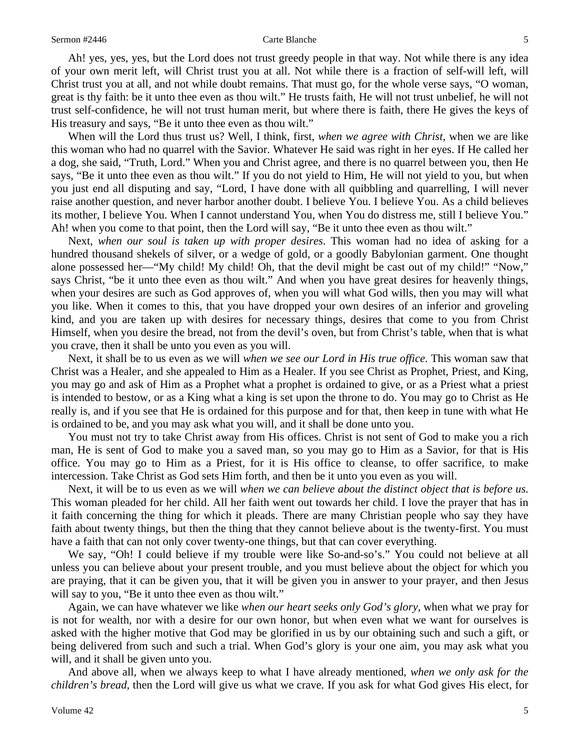Ah! yes, yes, yes, but the Lord does not trust greedy people in that way. Not while there is any idea of your own merit left, will Christ trust you at all. Not while there is a fraction of self-will left, will Christ trust you at all, and not while doubt remains. That must go, for the whole verse says, "O woman, great is thy faith: be it unto thee even as thou wilt." He trusts faith, He will not trust unbelief, he will not trust self-confidence, he will not trust human merit, but where there is faith, there He gives the keys of His treasury and says, "Be it unto thee even as thou wilt."

When will the Lord thus trust us? Well, I think, first, *when we agree with Christ,* when we are like this woman who had no quarrel with the Savior. Whatever He said was right in her eyes. If He called her a dog, she said, "Truth, Lord." When you and Christ agree, and there is no quarrel between you, then He says, "Be it unto thee even as thou wilt." If you do not yield to Him, He will not yield to you, but when you just end all disputing and say, "Lord, I have done with all quibbling and quarrelling, I will never raise another question, and never harbor another doubt. I believe You. I believe You. As a child believes its mother, I believe You. When I cannot understand You, when You do distress me, still I believe You." Ah! when you come to that point, then the Lord will say, "Be it unto thee even as thou wilt."

Next, *when our soul is taken up with proper desires*. This woman had no idea of asking for a hundred thousand shekels of silver, or a wedge of gold, or a goodly Babylonian garment. One thought alone possessed her—"My child! My child! Oh, that the devil might be cast out of my child!" "Now," says Christ, "be it unto thee even as thou wilt." And when you have great desires for heavenly things, when your desires are such as God approves of, when you will what God wills, then you may will what you like. When it comes to this, that you have dropped your own desires of an inferior and groveling kind, and you are taken up with desires for necessary things, desires that come to you from Christ Himself, when you desire the bread, not from the devil's oven, but from Christ's table, when that is what you crave, then it shall be unto you even as you will.

Next, it shall be to us even as we will *when we see our Lord in His true office*. This woman saw that Christ was a Healer, and she appealed to Him as a Healer. If you see Christ as Prophet, Priest, and King, you may go and ask of Him as a Prophet what a prophet is ordained to give, or as a Priest what a priest is intended to bestow, or as a King what a king is set upon the throne to do. You may go to Christ as He really is, and if you see that He is ordained for this purpose and for that, then keep in tune with what He is ordained to be, and you may ask what you will, and it shall be done unto you.

You must not try to take Christ away from His offices. Christ is not sent of God to make you a rich man, He is sent of God to make you a saved man, so you may go to Him as a Savior, for that is His office. You may go to Him as a Priest, for it is His office to cleanse, to offer sacrifice, to make intercession. Take Christ as God sets Him forth, and then be it unto you even as you will.

Next, it will be to us even as we will *when we can believe about the distinct object that is before us*. This woman pleaded for her child. All her faith went out towards her child. I love the prayer that has in it faith concerning the thing for which it pleads. There are many Christian people who say they have faith about twenty things, but then the thing that they cannot believe about is the twenty-first. You must have a faith that can not only cover twenty-one things, but that can cover everything.

We say, "Oh! I could believe if my trouble were like So-and-so's." You could not believe at all unless you can believe about your present trouble, and you must believe about the object for which you are praying, that it can be given you, that it will be given you in answer to your prayer, and then Jesus will say to you, "Be it unto thee even as thou wilt."

Again, we can have whatever we like *when our heart seeks only God's glory,* when what we pray for is not for wealth, nor with a desire for our own honor, but when even what we want for ourselves is asked with the higher motive that God may be glorified in us by our obtaining such and such a gift, or being delivered from such and such a trial. When God's glory is your one aim, you may ask what you will, and it shall be given unto you.

And above all, when we always keep to what I have already mentioned, *when we only ask for the children's bread,* then the Lord will give us what we crave. If you ask for what God gives His elect, for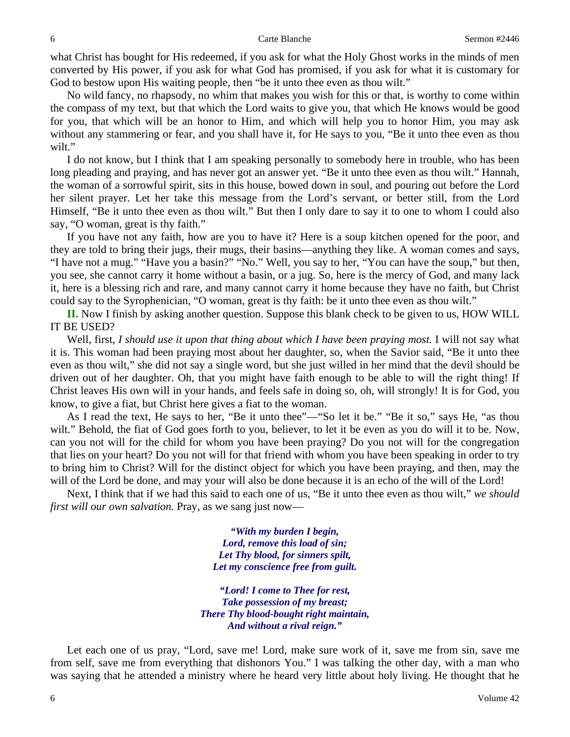what Christ has bought for His redeemed, if you ask for what the Holy Ghost works in the minds of men converted by His power, if you ask for what God has promised, if you ask for what it is customary for God to bestow upon His waiting people, then "be it unto thee even as thou wilt."

No wild fancy, no rhapsody, no whim that makes you wish for this or that, is worthy to come within the compass of my text, but that which the Lord waits to give you, that which He knows would be good for you, that which will be an honor to Him, and which will help you to honor Him, you may ask without any stammering or fear, and you shall have it, for He says to you, "Be it unto thee even as thou wilt."

I do not know, but I think that I am speaking personally to somebody here in trouble, who has been long pleading and praying, and has never got an answer yet. "Be it unto thee even as thou wilt." Hannah, the woman of a sorrowful spirit, sits in this house, bowed down in soul, and pouring out before the Lord her silent prayer. Let her take this message from the Lord's servant, or better still, from the Lord Himself, "Be it unto thee even as thou wilt." But then I only dare to say it to one to whom I could also say, "O woman, great is thy faith."

If you have not any faith, how are you to have it? Here is a soup kitchen opened for the poor, and they are told to bring their jugs, their mugs, their basins—anything they like. A woman comes and says, "I have not a mug." "Have you a basin?" "No." Well, you say to her, "You can have the soup," but then, you see, she cannot carry it home without a basin, or a jug. So, here is the mercy of God, and many lack it, here is a blessing rich and rare, and many cannot carry it home because they have no faith, but Christ could say to the Syrophenician, "O woman, great is thy faith: be it unto thee even as thou wilt."

**II.** Now I finish by asking another question. Suppose this blank check to be given to us, HOW WILL IT BE USED?

Well, first, *I should use it upon that thing about which I have been praying most.* I will not say what it is. This woman had been praying most about her daughter, so, when the Savior said, "Be it unto thee even as thou wilt," she did not say a single word, but she just willed in her mind that the devil should be driven out of her daughter. Oh, that you might have faith enough to be able to will the right thing! If Christ leaves His own will in your hands, and feels safe in doing so, oh, will strongly! It is for God, you know, to give a fiat, but Christ here gives a fiat to the woman.

As I read the text, He says to her, "Be it unto thee"—"So let it be." "Be it so," says He, "as thou wilt." Behold, the fiat of God goes forth to you, believer, to let it be even as you do will it to be. Now, can you not will for the child for whom you have been praying? Do you not will for the congregation that lies on your heart? Do you not will for that friend with whom you have been speaking in order to try to bring him to Christ? Will for the distinct object for which you have been praying, and then, may the will of the Lord be done, and may your will also be done because it is an echo of the will of the Lord!

Next, I think that if we had this said to each one of us, "Be it unto thee even as thou wilt," *we should first will our own salvation.* Pray, as we sang just now—

> ***"With my burden I begin,***
> ***Lord, remove this load of sin;***
> ***Let Thy blood, for sinners spilt,***
> ***Let my conscience free from guilt.***
>
> ***"Lord! I come to Thee for rest,***
> ***Take possession of my breast;***
> ***There Thy blood-bought right maintain,***
> ***And without a rival reign."***

Let each one of us pray, "Lord, save me! Lord, make sure work of it, save me from sin, save me from self, save me from everything that dishonors You." I was talking the other day, with a man who was saying that he attended a ministry where he heard very little about holy living. He thought that he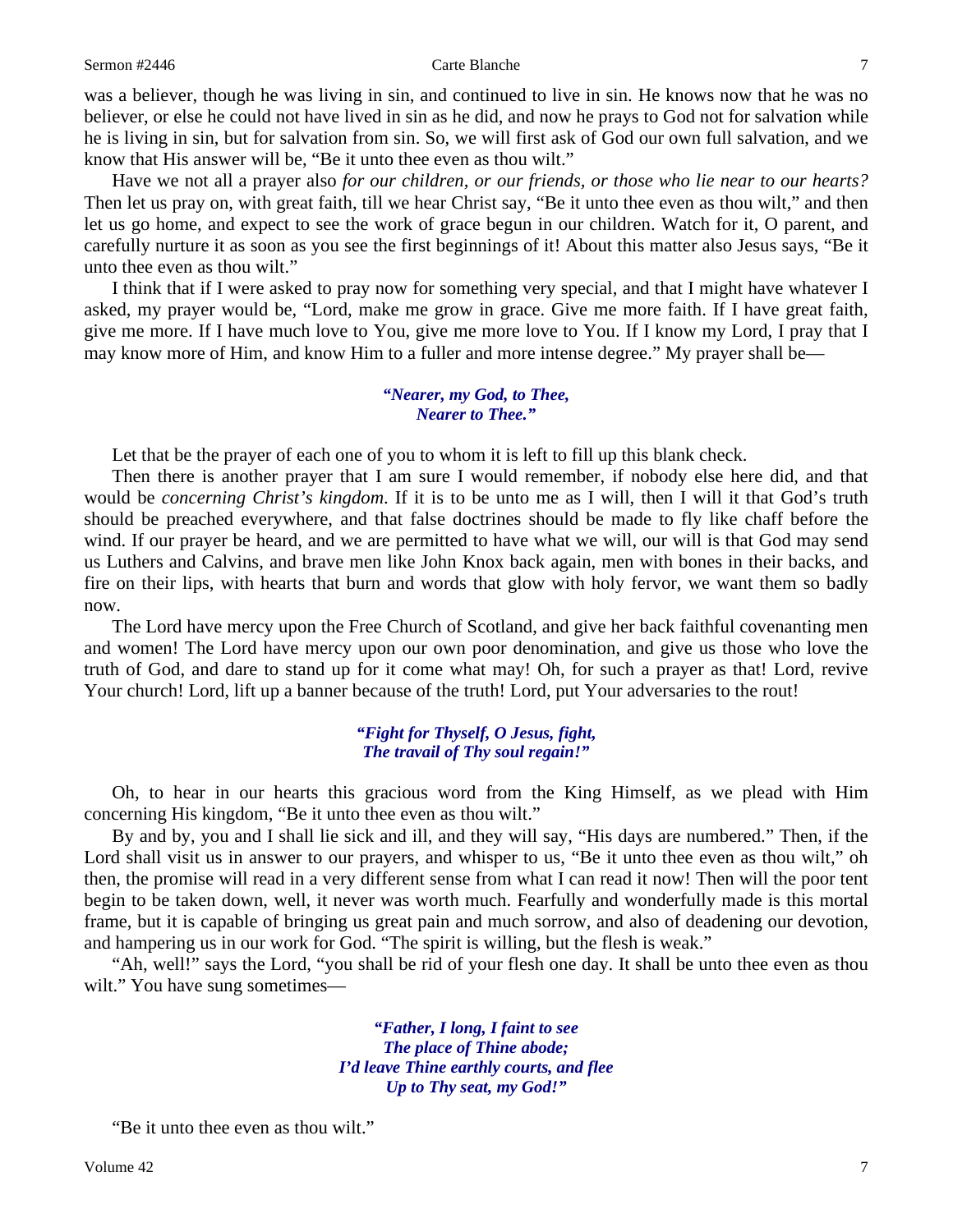was a believer, though he was living in sin, and continued to live in sin. He knows now that he was no believer, or else he could not have lived in sin as he did, and now he prays to God not for salvation while he is living in sin, but for salvation from sin. So, we will first ask of God our own full salvation, and we know that His answer will be, "Be it unto thee even as thou wilt."

Have we not all a prayer also *for our children, or our friends, or those who lie near to our hearts?* Then let us pray on, with great faith, till we hear Christ say, "Be it unto thee even as thou wilt," and then let us go home, and expect to see the work of grace begun in our children. Watch for it, O parent, and carefully nurture it as soon as you see the first beginnings of it! About this matter also Jesus says, "Be it unto thee even as thou wilt."

I think that if I were asked to pray now for something very special, and that I might have whatever I asked, my prayer would be, "Lord, make me grow in grace. Give me more faith. If I have great faith, give me more. If I have much love to You, give me more love to You. If I know my Lord, I pray that I may know more of Him, and know Him to a fuller and more intense degree." My prayer shall be—

> ***"Nearer, my God, to Thee,***
> ***Nearer to Thee."***

Let that be the prayer of each one of you to whom it is left to fill up this blank check.

Then there is another prayer that I am sure I would remember, if nobody else here did, and that would be *concerning Christ's kingdom*. If it is to be unto me as I will, then I will it that God's truth should be preached everywhere, and that false doctrines should be made to fly like chaff before the wind. If our prayer be heard, and we are permitted to have what we will, our will is that God may send us Luthers and Calvins, and brave men like John Knox back again, men with bones in their backs, and fire on their lips, with hearts that burn and words that glow with holy fervor, we want them so badly now.

The Lord have mercy upon the Free Church of Scotland, and give her back faithful covenanting men and women! The Lord have mercy upon our own poor denomination, and give us those who love the truth of God, and dare to stand up for it come what may! Oh, for such a prayer as that! Lord, revive Your church! Lord, lift up a banner because of the truth! Lord, put Your adversaries to the rout!

> ***"Fight for Thyself, O Jesus, fight,***
> ***The travail of Thy soul regain!"***

Oh, to hear in our hearts this gracious word from the King Himself, as we plead with Him concerning His kingdom, "Be it unto thee even as thou wilt."

By and by, you and I shall lie sick and ill, and they will say, "His days are numbered." Then, if the Lord shall visit us in answer to our prayers, and whisper to us, "Be it unto thee even as thou wilt," oh then, the promise will read in a very different sense from what I can read it now! Then will the poor tent begin to be taken down, well, it never was worth much. Fearfully and wonderfully made is this mortal frame, but it is capable of bringing us great pain and much sorrow, and also of deadening our devotion, and hampering us in our work for God. "The spirit is willing, but the flesh is weak."

"Ah, well!" says the Lord, "you shall be rid of your flesh one day. It shall be unto thee even as thou wilt." You have sung sometimes—

> ***"Father, I long, I faint to see***
> ***The place of Thine abode;***
> ***I'd leave Thine earthly courts, and flee***
> ***Up to Thy seat, my God!"***

"Be it unto thee even as thou wilt."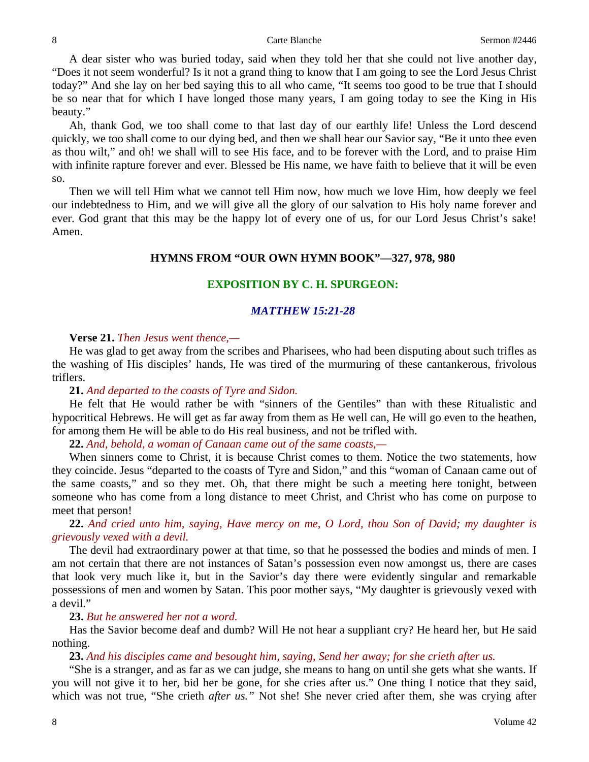A dear sister who was buried today, said when they told her that she could not live another day, “Does it not seem wonderful? Is it not a grand thing to know that I am going to see the Lord Jesus Christ today?” And she lay on her bed saying this to all who came, “It seems too good to be true that I should be so near that for which I have longed those many years, I am going today to see the King in His beauty.”

Ah, thank God, we too shall come to that last day of our earthly life! Unless the Lord descend quickly, we too shall come to our dying bed, and then we shall hear our Savior say, “Be it unto thee even as thou wilt,” and oh! we shall will to see His face, and to be forever with the Lord, and to praise Him with infinite rapture forever and ever. Blessed be His name, we have faith to believe that it will be even so.

Then we will tell Him what we cannot tell Him now, how much we love Him, how deeply we feel our indebtedness to Him, and we will give all the glory of our salvation to His holy name forever and ever. God grant that this may be the happy lot of every one of us, for our Lord Jesus Christ’s sake! Amen.

**HYMNS FROM “OUR OWN HYMN BOOK”—327, 978, 980**

## EXPOSITION BY C. H. SPURGEON:

### *MATTHEW 15:21-28*

**Verse 21.** *Then Jesus went thence,—*

He was glad to get away from the scribes and Pharisees, who had been disputing about such trifles as the washing of His disciples’ hands, He was tired of the murmuring of these cantankerous, frivolous triflers.

**21.** *And departed to the coasts of Tyre and Sidon.*

He felt that He would rather be with “sinners of the Gentiles” than with these Ritualistic and hypocritical Hebrews. He will get as far away from them as He well can, He will go even to the heathen, for among them He will be able to do His real business, and not be trifled with.

**22.** *And, behold, a woman of Canaan came out of the same coasts,—*

When sinners come to Christ, it is because Christ comes to them. Notice the two statements, how they coincide. Jesus “departed to the coasts of Tyre and Sidon,” and this “woman of Canaan came out of the same coasts,” and so they met. Oh, that there might be such a meeting here tonight, between someone who has come from a long distance to meet Christ, and Christ who has come on purpose to meet that person!

**22.** *And cried unto him, saying, Have mercy on me, O Lord, thou Son of David; my daughter is grievously vexed with a devil.*

The devil had extraordinary power at that time, so that he possessed the bodies and minds of men. I am not certain that there are not instances of Satan’s possession even now amongst us, there are cases that look very much like it, but in the Savior’s day there were evidently singular and remarkable possessions of men and women by Satan. This poor mother says, “My daughter is grievously vexed with a devil.”

**23.** *But he answered her not a word.*

Has the Savior become deaf and dumb? Will He not hear a suppliant cry? He heard her, but He said nothing.

**23.** *And his disciples came and besought him, saying, Send her away; for she crieth after us.*

“She is a stranger, and as far as we can judge, she means to hang on until she gets what she wants. If you will not give it to her, bid her be gone, for she cries after us.” One thing I notice that they said, which was not true, “She crieth *after us.”* Not she! She never cried after them, she was crying after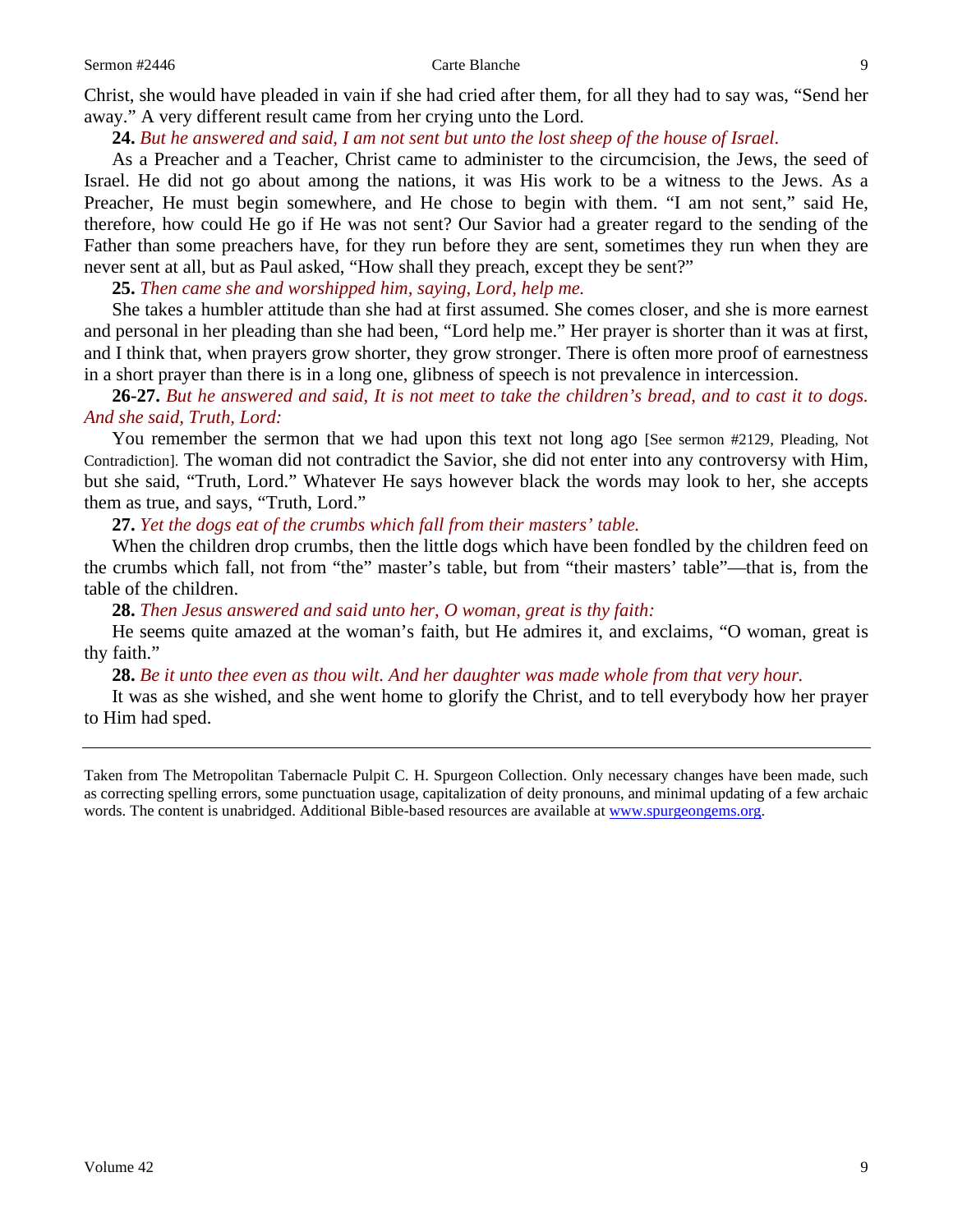Christ, she would have pleaded in vain if she had cried after them, for all they had to say was, "Send her away." A very different result came from her crying unto the Lord.

**24.** *But he answered and said, I am not sent but unto the lost sheep of the house of Israel.*

As a Preacher and a Teacher, Christ came to administer to the circumcision, the Jews, the seed of Israel. He did not go about among the nations, it was His work to be a witness to the Jews. As a Preacher, He must begin somewhere, and He chose to begin with them. "I am not sent," said He, therefore, how could He go if He was not sent? Our Savior had a greater regard to the sending of the Father than some preachers have, for they run before they are sent, sometimes they run when they are never sent at all, but as Paul asked, "How shall they preach, except they be sent?"

**25.** *Then came she and worshipped him, saying, Lord, help me.*

She takes a humbler attitude than she had at first assumed. She comes closer, and she is more earnest and personal in her pleading than she had been, "Lord help me." Her prayer is shorter than it was at first, and I think that, when prayers grow shorter, they grow stronger. There is often more proof of earnestness in a short prayer than there is in a long one, glibness of speech is not prevalence in intercession.

**26-27.** *But he answered and said, It is not meet to take the children's bread, and to cast it to dogs. And she said, Truth, Lord:*

You remember the sermon that we had upon this text not long ago [See sermon #2129, Pleading, Not Contradiction]. The woman did not contradict the Savior, she did not enter into any controversy with Him, but she said, "Truth, Lord." Whatever He says however black the words may look to her, she accepts them as true, and says, "Truth, Lord."

**27.** *Yet the dogs eat of the crumbs which fall from their masters' table.*

When the children drop crumbs, then the little dogs which have been fondled by the children feed on the crumbs which fall, not from "the" master's table, but from "their masters' table"—that is, from the table of the children.

**28.** *Then Jesus answered and said unto her, O woman, great is thy faith:*

He seems quite amazed at the woman's faith, but He admires it, and exclaims, "O woman, great is thy faith."

**28.** *Be it unto thee even as thou wilt. And her daughter was made whole from that very hour.*

It was as she wished, and she went home to glorify the Christ, and to tell everybody how her prayer to Him had sped.

---

Taken from The Metropolitan Tabernacle Pulpit C. H. Spurgeon Collection. Only necessary changes have been made, such as correcting spelling errors, some punctuation usage, capitalization of deity pronouns, and minimal updating of a few archaic words. The content is unabridged. Additional Bible-based resources are available at www.spurgeongems.org.